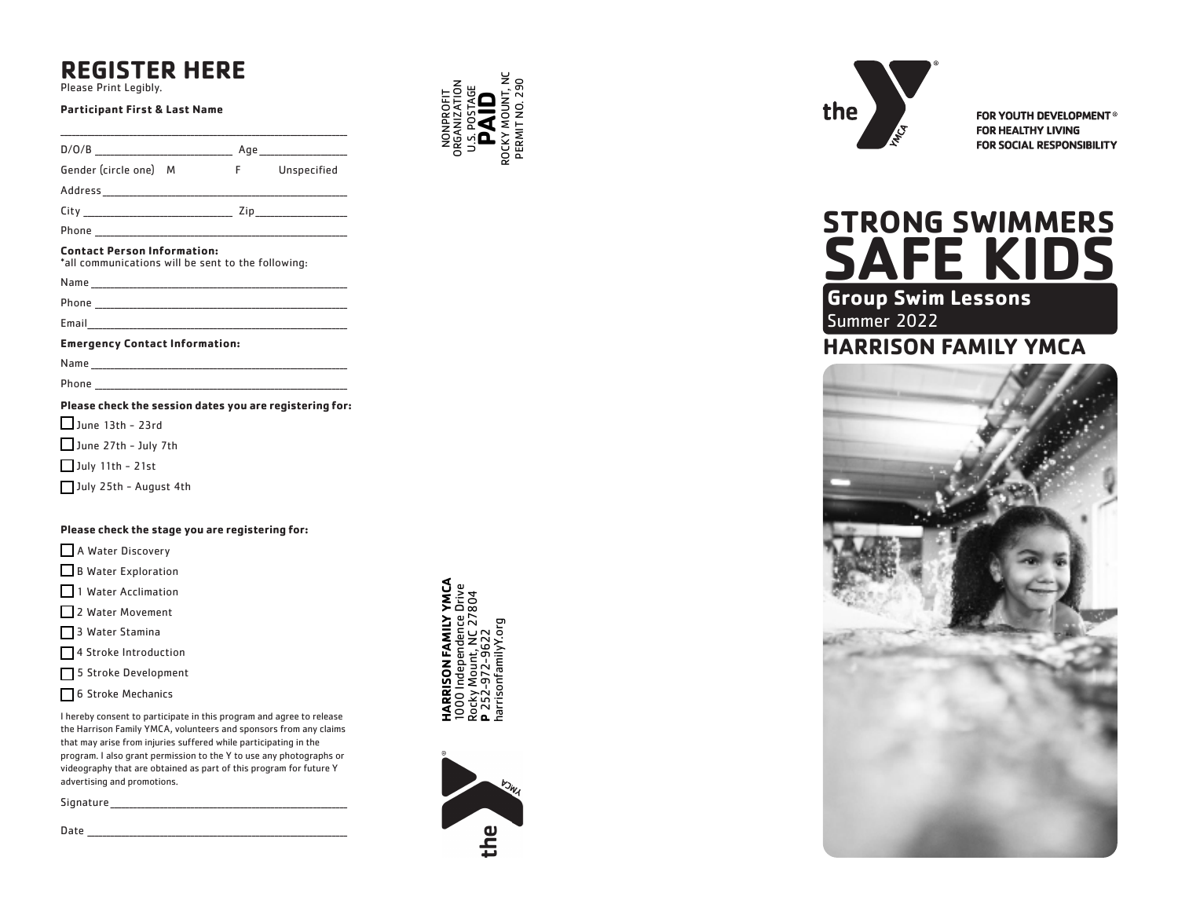# REGISTER HERE

Please Print Legibly.

**Participant First & Last Name**

\_\_\_\_\_\_\_\_\_\_\_\_\_\_\_\_\_\_\_\_\_\_\_\_\_\_\_\_\_\_\_\_\_\_\_\_\_\_\_\_\_\_\_\_

D/O/B \_\_\_\_\_\_\_\_\_\_\_\_\_\_\_\_\_\_\_\_ Age \_\_\_\_\_\_\_\_\_\_\_\_\_

Gender (circle one) M F Unspecified

Address \_\_\_\_\_\_\_\_\_\_\_\_\_\_\_\_\_\_\_\_\_\_\_\_\_\_\_\_\_\_\_\_\_\_\_\_\_\_

City \_\_\_\_\_\_\_\_\_\_\_\_\_\_\_\_\_\_\_\_\_\_ Zip \_\_\_\_\_\_\_\_\_\_\_\_\_\_

Phone \_\_\_\_\_\_\_\_\_\_\_\_\_\_\_\_\_\_\_\_\_\_\_\_\_\_\_\_\_\_\_\_\_\_\_\_\_\_

**Contact Person Information:**
*all communications will be sent to the following:

Name \_\_\_\_\_\_\_\_\_\_\_\_\_\_\_\_\_\_\_\_\_\_\_\_\_\_\_\_\_\_\_\_\_\_\_\_\_\_

Phone \_\_\_\_\_\_\_\_\_\_\_\_\_\_\_\_\_\_\_\_\_\_\_\_\_\_\_\_\_\_\_\_\_\_\_\_\_\_

Email \_\_\_\_\_\_\_\_\_\_\_\_\_\_\_\_\_\_\_\_\_\_\_\_\_\_\_\_\_\_\_\_\_\_\_\_\_\_

**Emergency Contact Information:**

Name \_\_\_\_\_\_\_\_\_\_\_\_\_\_\_\_\_\_\_\_\_\_\_\_\_\_\_\_\_\_\_\_\_\_\_\_\_\_

Phone \_\_\_\_\_\_\_\_\_\_\_\_\_\_\_\_\_\_\_\_\_\_\_\_\_\_\_\_\_\_\_\_\_\_\_\_\_\_

**Please check the session dates you are registering for:**

- ☐ June 13th - 23rd
- ☐ June 27th - July 7th
- ☐ July 11th - 21st
- ☐ July 25th - August 4th

**Please check the stage you are registering for:**

- ☐ A Water Discovery
- ☐ B Water Exploration
- ☐ 1 Water Acclimation
- ☐ 2 Water Movement
- ☐ 3 Water Stamina
- ☐ 4 Stroke Introduction
- ☐ 5 Stroke Development
- ☐ 6 Stroke Mechanics

I hereby consent to participate in this program and agree to release the Harrison Family YMCA, volunteers and sponsors from any claims that may arise from injuries suffered while participating in the program. I also grant permission to the Y to use any photographs or videography that are obtained as part of this program for future Y advertising and promotions.

Signature \_\_\_\_\_\_\_\_\_\_\_\_\_\_\_\_\_\_\_\_\_\_\_\_\_\_\_\_\_\_\_\_\_\_\_\_

Date \_\_\_\_\_\_\_\_\_\_\_\_\_\_\_\_\_\_\_\_\_\_\_\_\_\_\_\_\_\_\_\_\_\_\_\_\_\_

NONPROFIT
ORGANIZATION
U.S. POSTAGE
**PAID**
ROCKY MOUNT, NC
PERMIT NO. 290

**HARRISON FAMILY YMCA**
1000 Independence Drive
Rocky Mount, NC 27804
**P** 252-972-9622
harrisonfamilyY.org

the YMCA

FOR YOUTH DEVELOPMENT®
FOR HEALTHY LIVING
FOR SOCIAL RESPONSIBILITY

# STRONG SWIMMERS SAFE KIDS

## Group Swim Lessons

Summer 2022

## HARRISON FAMILY YMCA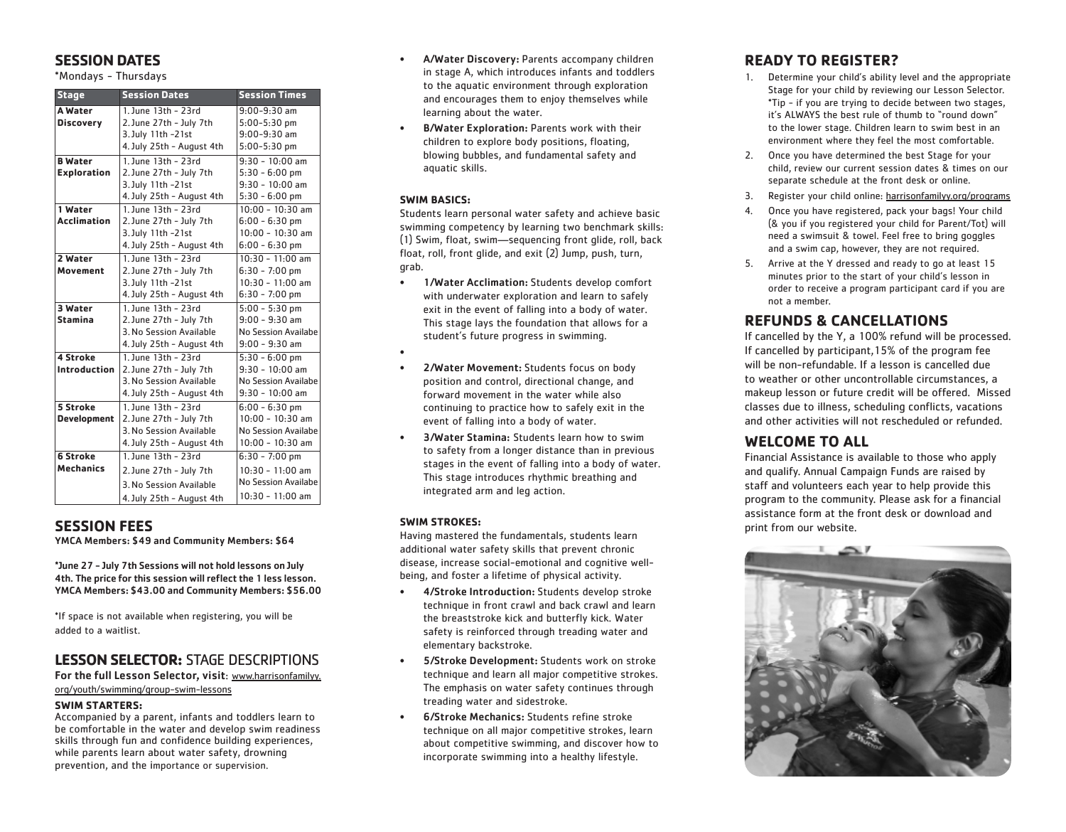## SESSION DATES

*Mondays - Thursdays

| Stage | Session Dates | Session Times |
|---|---|---|
| A Water Discovery | 1. June 13th - 23rd<br>2. June 27th - July 7th<br>3. July 11th -21st<br>4. July 25th - August 4th | 9:00-9:30 am<br>5:00-5:30 pm<br>9:00-9:30 am<br>5:00-5:30 pm |
| B Water Exploration | 1. June 13th - 23rd<br>2. June 27th - July 7th<br>3. July 11th -21st<br>4. July 25th - August 4th | 9:30 - 10:00 am<br>5:30 - 6:00 pm<br>9:30 - 10:00 am<br>5:30 - 6:00 pm |
| 1 Water Acclimation | 1. June 13th - 23rd<br>2. June 27th - July 7th<br>3. July 11th -21st<br>4. July 25th - August 4th | 10:00 - 10:30 am<br>6:00 - 6:30 pm<br>10:00 - 10:30 am<br>6:00 - 6:30 pm |
| 2 Water Movement | 1. June 13th - 23rd<br>2. June 27th - July 7th<br>3. July 11th -21st<br>4. July 25th - August 4th | 10:30 - 11:00 am<br>6:30 - 7:00 pm<br>10:30 - 11:00 am<br>6:30 - 7:00 pm |
| 3 Water Stamina | 1. June 13th - 23rd<br>2. June 27th - July 7th<br>3. No Session Available<br>4. July 25th - August 4th | 5:00 - 5:30 pm<br>9:00 - 9:30 am<br>No Session Availabe<br>9:00 - 9:30 am |
| 4 Stroke Introduction | 1. June 13th - 23rd<br>2. June 27th - July 7th<br>3. No Session Available<br>4. July 25th - August 4th | 5:30 - 6:00 pm<br>9:30 - 10:00 am<br>No Session Availabe<br>9:30 - 10:00 am |
| 5 Stroke Development | 1. June 13th - 23rd<br>2. June 27th - July 7th<br>3. No Session Available<br>4. July 25th - August 4th | 6:00 - 6:30 pm<br>10:00 - 10:30 am<br>No Session Availabe<br>10:00 - 10:30 am |
| 6 Stroke Mechanics | 1. June 13th - 23rd<br>2. June 27th - July 7th<br>3. No Session Available<br>4. July 25th - August 4th | 6:30 - 7:00 pm<br>10:30 - 11:00 am<br>No Session Availabe<br>10:30 - 11:00 am |

## SESSION FEES

**YMCA Members: $49 and Community Members: $64**

***June 27 - July 7th Sessions will not hold lessons on July 4th. The price for this session will reflect the 1 less lesson. YMCA Members: $43.00 and Community Members: $56.00**

*If space is not available when registering, you will be added to a waitlist.

## LESSON SELECTOR: STAGE DESCRIPTIONS

**For the full Lesson Selector, visit**: www.harrisonfamilyy.org/youth/swimming/group-swim-lessons

### SWIM STARTERS:

Accompanied by a parent, infants and toddlers learn to be comfortable in the water and develop swim readiness skills through fun and confidence building experiences, while parents learn about water safety, drowning prevention, and the importance or supervision.

- **A/Water Discovery:** Parents accompany children in stage A, which introduces infants and toddlers to the aquatic environment through exploration and encourages them to enjoy themselves while learning about the water.
- **B/Water Exploration:** Parents work with their children to explore body positions, floating, blowing bubbles, and fundamental safety and aquatic skills.

### SWIM BASICS:

Students learn personal water safety and achieve basic swimming competency by learning two benchmark skills: (1) Swim, float, swim—sequencing front glide, roll, back float, roll, front glide, and exit (2) Jump, push, turn, grab.

- **1/Water Acclimation:** Students develop comfort with underwater exploration and learn to safely exit in the event of falling into a body of water. This stage lays the foundation that allows for a student's future progress in swimming.
- **2/Water Movement:** Students focus on body position and control, directional change, and forward movement in the water while also continuing to practice how to safely exit in the event of falling into a body of water.
- **3/Water Stamina:** Students learn how to swim to safety from a longer distance than in previous stages in the event of falling into a body of water. This stage introduces rhythmic breathing and integrated arm and leg action.

### SWIM STROKES:

Having mastered the fundamentals, students learn additional water safety skills that prevent chronic disease, increase social-emotional and cognitive well-being, and foster a lifetime of physical activity.

- **4/Stroke Introduction:** Students develop stroke technique in front crawl and back crawl and learn the breaststroke kick and butterfly kick. Water safety is reinforced through treading water and elementary backstroke.
- **5/Stroke Development:** Students work on stroke technique and learn all major competitive strokes. The emphasis on water safety continues through treading water and sidestroke.
- **6/Stroke Mechanics:** Students refine stroke technique on all major competitive strokes, learn about competitive swimming, and discover how to incorporate swimming into a healthy lifestyle.

## READY TO REGISTER?

1. Determine your child's ability level and the appropriate Stage for your child by reviewing our Lesson Selector. *Tip - if you are trying to decide between two stages, it's ALWAYS the best rule of thumb to "round down" to the lower stage. Children learn to swim best in an environment where they feel the most comfortable.
2. Once you have determined the best Stage for your child, review our current session dates & times on our separate schedule at the front desk or online.
3. Register your child online: harrisonfamilyy.org/programs
4. Once you have registered, pack your bags! Your child (& you if you registered your child for Parent/Tot) will need a swimsuit & towel. Feel free to bring goggles and a swim cap, however, they are not required.
5. Arrive at the Y dressed and ready to go at least 15 minutes prior to the start of your child's lesson in order to receive a program participant card if you are not a member.

## REFUNDS & CANCELLATIONS

If cancelled by the Y, a 100% refund will be processed. If cancelled by participant,15% of the program fee will be non-refundable. If a lesson is cancelled due to weather or other uncontrollable circumstances, a makeup lesson or future credit will be offered. Missed classes due to illness, scheduling conflicts, vacations and other activities will not rescheduled or refunded.

## WELCOME TO ALL

Financial Assistance is available to those who apply and qualify. Annual Campaign Funds are raised by staff and volunteers each year to help provide this program to the community. Please ask for a financial assistance form at the front desk or download and print from our website.